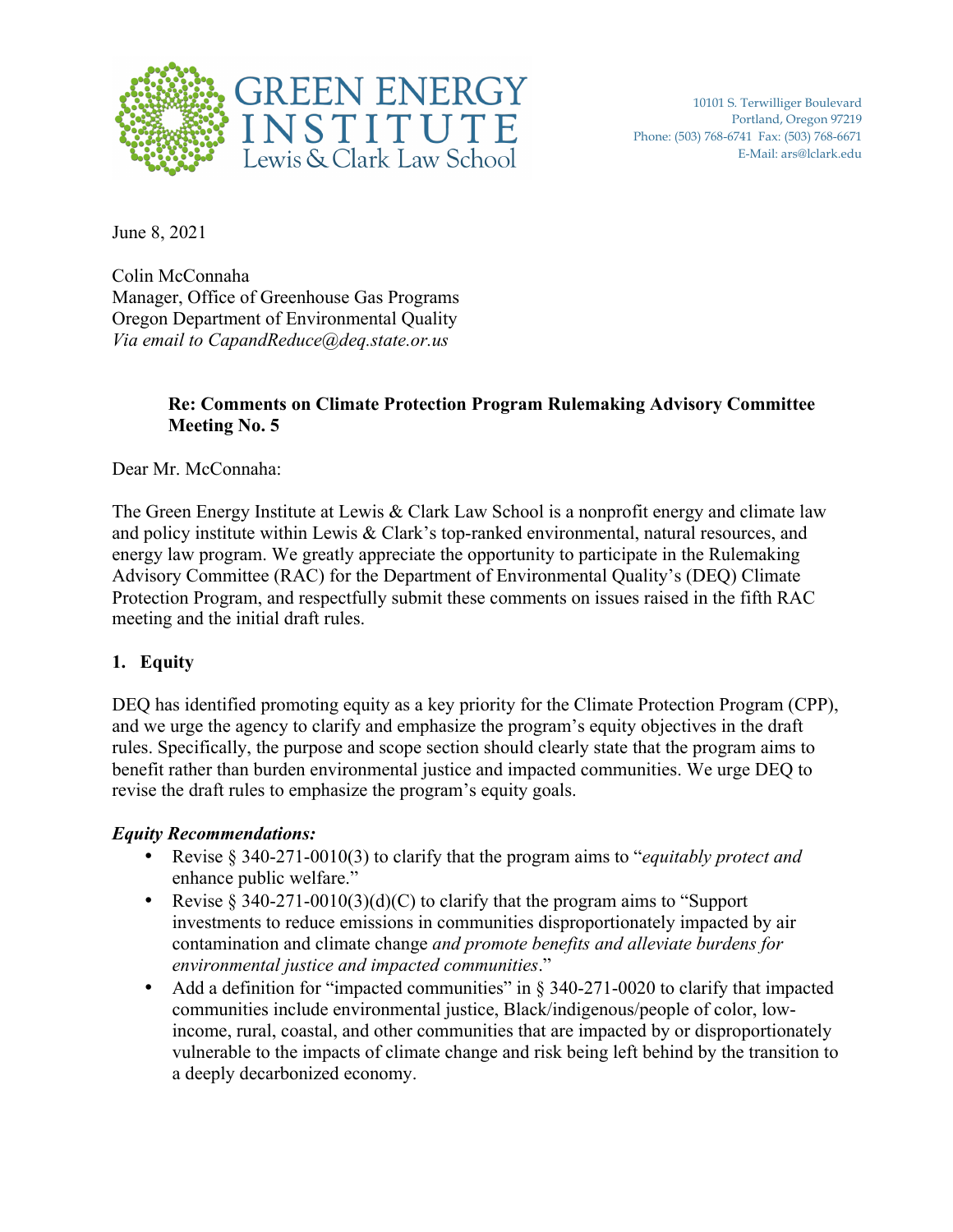# GREEN ENERGY INSTITUTE
Lewis & Clark Law School

10101 S. Terwilliger Boulevard
Portland, Oregon 97219
Phone: (503) 768-6741 Fax: (503) 768-6671
E-Mail: ars@lclark.edu

June 8, 2021

Colin McConnaha
Manager, Office of Greenhouse Gas Programs
Oregon Department of Environmental Quality
*Via email to CapandReduce@deq.state.or.us*

**Re: Comments on Climate Protection Program Rulemaking Advisory Committee Meeting No. 5**

Dear Mr. McConnaha:

The Green Energy Institute at Lewis & Clark Law School is a nonprofit energy and climate law and policy institute within Lewis & Clark's top-ranked environmental, natural resources, and energy law program. We greatly appreciate the opportunity to participate in the Rulemaking Advisory Committee (RAC) for the Department of Environmental Quality's (DEQ) Climate Protection Program, and respectfully submit these comments on issues raised in the fifth RAC meeting and the initial draft rules.

## 1. Equity

DEQ has identified promoting equity as a key priority for the Climate Protection Program (CPP), and we urge the agency to clarify and emphasize the program's equity objectives in the draft rules. Specifically, the purpose and scope section should clearly state that the program aims to benefit rather than burden environmental justice and impacted communities. We urge DEQ to revise the draft rules to emphasize the program's equity goals.

### *Equity Recommendations:*

- Revise § 340-271-0010(3) to clarify that the program aims to "*equitably protect and* enhance public welfare."
- Revise § 340-271-0010(3)(d)(C) to clarify that the program aims to "Support investments to reduce emissions in communities disproportionately impacted by air contamination and climate change *and promote benefits and alleviate burdens for environmental justice and impacted communities*."
- Add a definition for "impacted communities" in § 340-271-0020 to clarify that impacted communities include environmental justice, Black/indigenous/people of color, low-income, rural, coastal, and other communities that are impacted by or disproportionately vulnerable to the impacts of climate change and risk being left behind by the transition to a deeply decarbonized economy.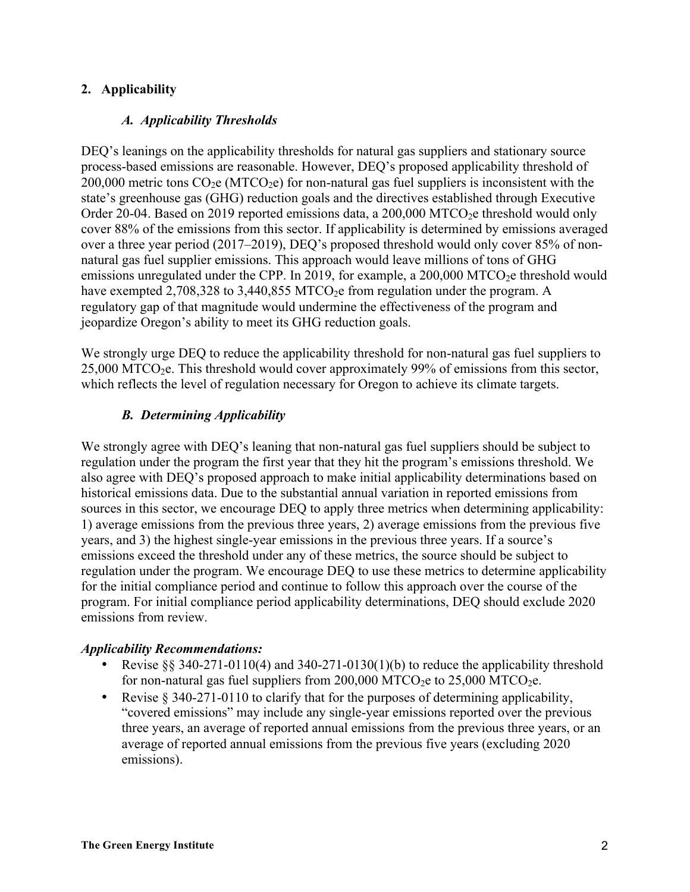## 2. Applicability

### *A. Applicability Thresholds*

DEQ's leanings on the applicability thresholds for natural gas suppliers and stationary source process-based emissions are reasonable. However, DEQ's proposed applicability threshold of 200,000 metric tons $CO_2e$ ($MTCO_2e$) for non-natural gas fuel suppliers is inconsistent with the state's greenhouse gas (GHG) reduction goals and the directives established through Executive Order 20-04. Based on 2019 reported emissions data, a 200,000 $MTCO_2e$ threshold would only cover 88% of the emissions from this sector. If applicability is determined by emissions averaged over a three year period (2017–2019), DEQ's proposed threshold would only cover 85% of non-natural gas fuel supplier emissions. This approach would leave millions of tons of GHG emissions unregulated under the CPP. In 2019, for example, a 200,000 $MTCO_2e$ threshold would have exempted 2,708,328 to 3,440,855 $MTCO_2e$ from regulation under the program. A regulatory gap of that magnitude would undermine the effectiveness of the program and jeopardize Oregon's ability to meet its GHG reduction goals.

We strongly urge DEQ to reduce the applicability threshold for non-natural gas fuel suppliers to 25,000 $MTCO_2e$. This threshold would cover approximately 99% of emissions from this sector, which reflects the level of regulation necessary for Oregon to achieve its climate targets.

### *B. Determining Applicability*

We strongly agree with DEQ's leaning that non-natural gas fuel suppliers should be subject to regulation under the program the first year that they hit the program's emissions threshold. We also agree with DEQ's proposed approach to make initial applicability determinations based on historical emissions data. Due to the substantial annual variation in reported emissions from sources in this sector, we encourage DEQ to apply three metrics when determining applicability: 1) average emissions from the previous three years, 2) average emissions from the previous five years, and 3) the highest single-year emissions in the previous three years. If a source's emissions exceed the threshold under any of these metrics, the source should be subject to regulation under the program. We encourage DEQ to use these metrics to determine applicability for the initial compliance period and continue to follow this approach over the course of the program. For initial compliance period applicability determinations, DEQ should exclude 2020 emissions from review.

***Applicability Recommendations:***

- Revise §§ 340-271-0110(4) and 340-271-0130(1)(b) to reduce the applicability threshold for non-natural gas fuel suppliers from 200,000 $MTCO_2e$ to 25,000 $MTCO_2e$.
- Revise § 340-271-0110 to clarify that for the purposes of determining applicability, "covered emissions" may include any single-year emissions reported over the previous three years, an average of reported annual emissions from the previous three years, or an average of reported annual emissions from the previous five years (excluding 2020 emissions).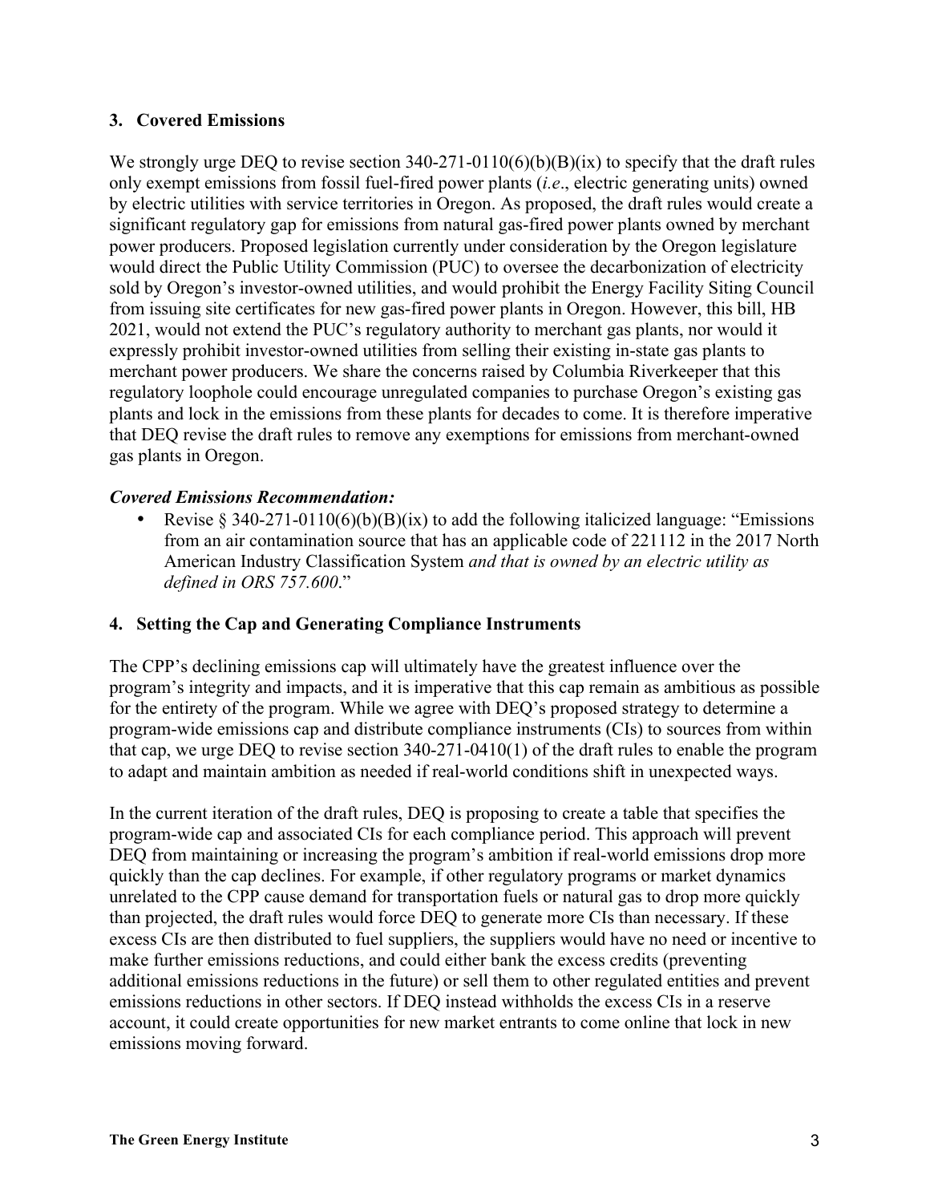### 3. Covered Emissions

We strongly urge DEQ to revise section 340-271-0110(6)(b)(B)(ix) to specify that the draft rules only exempt emissions from fossil fuel-fired power plants (*i.e*., electric generating units) owned by electric utilities with service territories in Oregon. As proposed, the draft rules would create a significant regulatory gap for emissions from natural gas-fired power plants owned by merchant power producers. Proposed legislation currently under consideration by the Oregon legislature would direct the Public Utility Commission (PUC) to oversee the decarbonization of electricity sold by Oregon's investor-owned utilities, and would prohibit the Energy Facility Siting Council from issuing site certificates for new gas-fired power plants in Oregon. However, this bill, HB 2021, would not extend the PUC's regulatory authority to merchant gas plants, nor would it expressly prohibit investor-owned utilities from selling their existing in-state gas plants to merchant power producers. We share the concerns raised by Columbia Riverkeeper that this regulatory loophole could encourage unregulated companies to purchase Oregon's existing gas plants and lock in the emissions from these plants for decades to come. It is therefore imperative that DEQ revise the draft rules to remove any exemptions for emissions from merchant-owned gas plants in Oregon.

***Covered Emissions Recommendation:***

- Revise § 340-271-0110(6)(b)(B)(ix) to add the following italicized language: "Emissions from an air contamination source that has an applicable code of 221112 in the 2017 North American Industry Classification System *and that is owned by an electric utility as defined in ORS 757.600*."

### 4. Setting the Cap and Generating Compliance Instruments

The CPP's declining emissions cap will ultimately have the greatest influence over the program's integrity and impacts, and it is imperative that this cap remain as ambitious as possible for the entirety of the program. While we agree with DEQ's proposed strategy to determine a program-wide emissions cap and distribute compliance instruments (CIs) to sources from within that cap, we urge DEQ to revise section 340-271-0410(1) of the draft rules to enable the program to adapt and maintain ambition as needed if real-world conditions shift in unexpected ways.

In the current iteration of the draft rules, DEQ is proposing to create a table that specifies the program-wide cap and associated CIs for each compliance period. This approach will prevent DEQ from maintaining or increasing the program's ambition if real-world emissions drop more quickly than the cap declines. For example, if other regulatory programs or market dynamics unrelated to the CPP cause demand for transportation fuels or natural gas to drop more quickly than projected, the draft rules would force DEQ to generate more CIs than necessary. If these excess CIs are then distributed to fuel suppliers, the suppliers would have no need or incentive to make further emissions reductions, and could either bank the excess credits (preventing additional emissions reductions in the future) or sell them to other regulated entities and prevent emissions reductions in other sectors. If DEQ instead withholds the excess CIs in a reserve account, it could create opportunities for new market entrants to come online that lock in new emissions moving forward.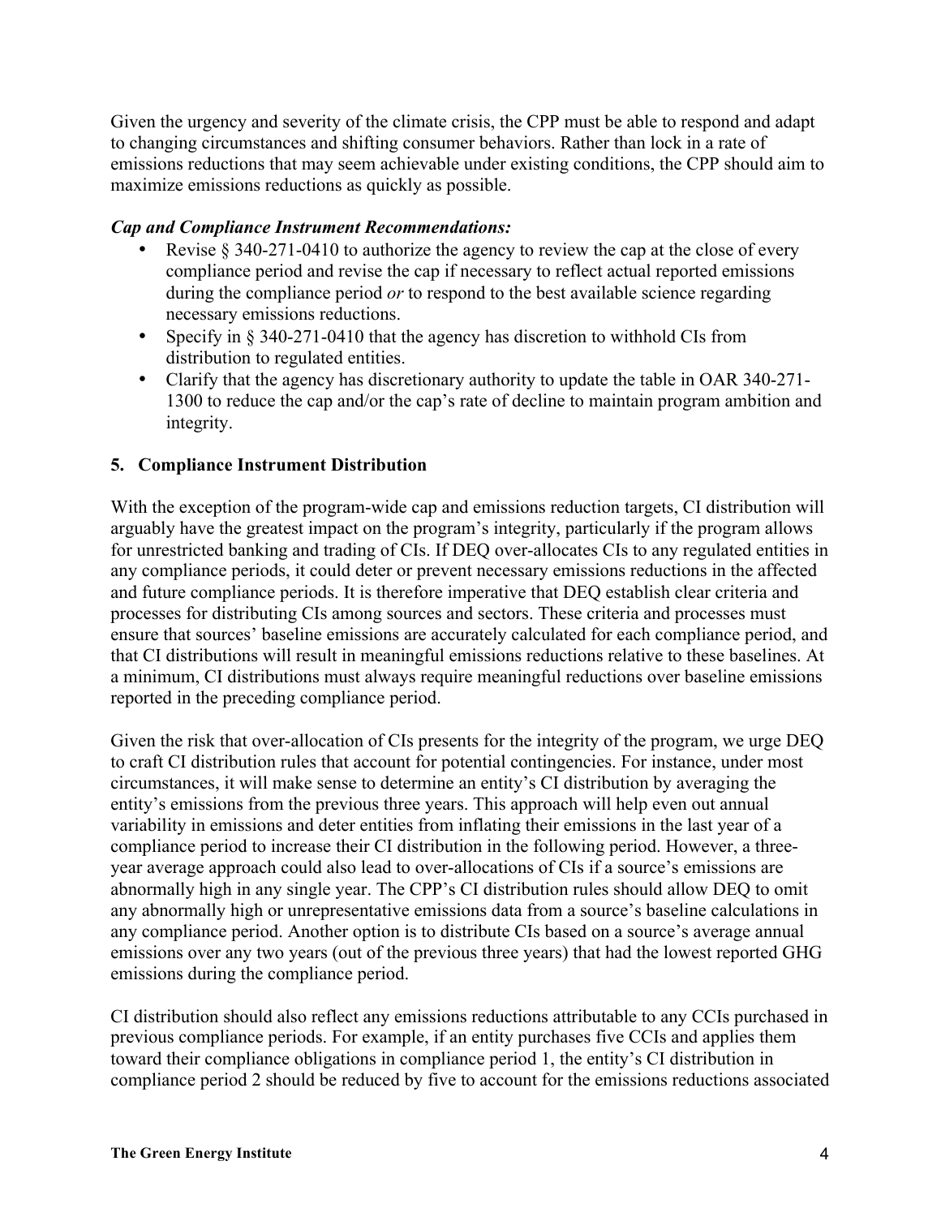Given the urgency and severity of the climate crisis, the CPP must be able to respond and adapt to changing circumstances and shifting consumer behaviors. Rather than lock in a rate of emissions reductions that may seem achievable under existing conditions, the CPP should aim to maximize emissions reductions as quickly as possible.

***Cap and Compliance Instrument Recommendations:***

- Revise § 340-271-0410 to authorize the agency to review the cap at the close of every compliance period and revise the cap if necessary to reflect actual reported emissions during the compliance period *or* to respond to the best available science regarding necessary emissions reductions.
- Specify in § 340-271-0410 that the agency has discretion to withhold CIs from distribution to regulated entities.
- Clarify that the agency has discretionary authority to update the table in OAR 340-271-1300 to reduce the cap and/or the cap's rate of decline to maintain program ambition and integrity.

## 5. Compliance Instrument Distribution

With the exception of the program-wide cap and emissions reduction targets, CI distribution will arguably have the greatest impact on the program's integrity, particularly if the program allows for unrestricted banking and trading of CIs. If DEQ over-allocates CIs to any regulated entities in any compliance periods, it could deter or prevent necessary emissions reductions in the affected and future compliance periods. It is therefore imperative that DEQ establish clear criteria and processes for distributing CIs among sources and sectors. These criteria and processes must ensure that sources' baseline emissions are accurately calculated for each compliance period, and that CI distributions will result in meaningful emissions reductions relative to these baselines. At a minimum, CI distributions must always require meaningful reductions over baseline emissions reported in the preceding compliance period.

Given the risk that over-allocation of CIs presents for the integrity of the program, we urge DEQ to craft CI distribution rules that account for potential contingencies. For instance, under most circumstances, it will make sense to determine an entity's CI distribution by averaging the entity's emissions from the previous three years. This approach will help even out annual variability in emissions and deter entities from inflating their emissions in the last year of a compliance period to increase their CI distribution in the following period. However, a three-year average approach could also lead to over-allocations of CIs if a source's emissions are abnormally high in any single year. The CPP's CI distribution rules should allow DEQ to omit any abnormally high or unrepresentative emissions data from a source's baseline calculations in any compliance period. Another option is to distribute CIs based on a source's average annual emissions over any two years (out of the previous three years) that had the lowest reported GHG emissions during the compliance period.

CI distribution should also reflect any emissions reductions attributable to any CCIs purchased in previous compliance periods. For example, if an entity purchases five CCIs and applies them toward their compliance obligations in compliance period 1, the entity's CI distribution in compliance period 2 should be reduced by five to account for the emissions reductions associated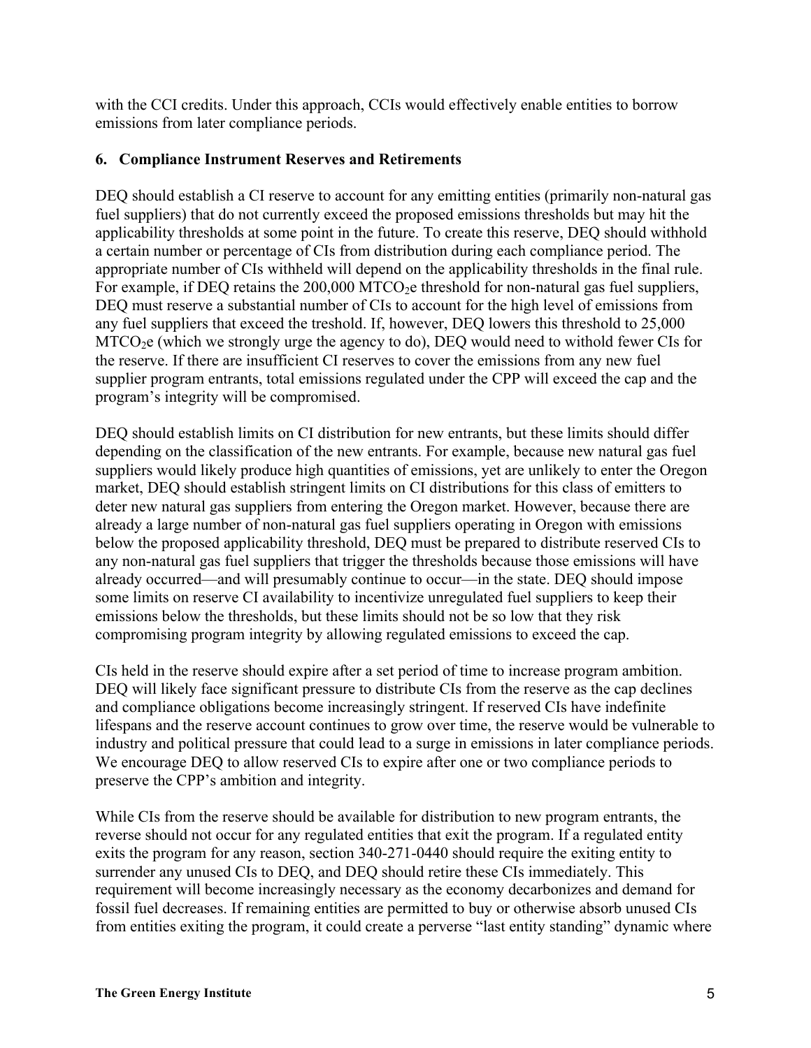with the CCI credits. Under this approach, CCIs would effectively enable entities to borrow emissions from later compliance periods.

### 6. Compliance Instrument Reserves and Retirements

DEQ should establish a CI reserve to account for any emitting entities (primarily non-natural gas fuel suppliers) that do not currently exceed the proposed emissions thresholds but may hit the applicability thresholds at some point in the future. To create this reserve, DEQ should withhold a certain number or percentage of CIs from distribution during each compliance period. The appropriate number of CIs withheld will depend on the applicability thresholds in the final rule. For example, if DEQ retains the 200,000 $MTCO_2e$ threshold for non-natural gas fuel suppliers, DEQ must reserve a substantial number of CIs to account for the high level of emissions from any fuel suppliers that exceed the treshold. If, however, DEQ lowers this threshold to 25,000 $MTCO_2e$ (which we strongly urge the agency to do), DEQ would need to withold fewer CIs for the reserve. If there are insufficient CI reserves to cover the emissions from any new fuel supplier program entrants, total emissions regulated under the CPP will exceed the cap and the program's integrity will be compromised.

DEQ should establish limits on CI distribution for new entrants, but these limits should differ depending on the classification of the new entrants. For example, because new natural gas fuel suppliers would likely produce high quantities of emissions, yet are unlikely to enter the Oregon market, DEQ should establish stringent limits on CI distributions for this class of emitters to deter new natural gas suppliers from entering the Oregon market. However, because there are already a large number of non-natural gas fuel suppliers operating in Oregon with emissions below the proposed applicability threshold, DEQ must be prepared to distribute reserved CIs to any non-natural gas fuel suppliers that trigger the thresholds because those emissions will have already occurred—and will presumably continue to occur—in the state. DEQ should impose some limits on reserve CI availability to incentivize unregulated fuel suppliers to keep their emissions below the thresholds, but these limits should not be so low that they risk compromising program integrity by allowing regulated emissions to exceed the cap.

CIs held in the reserve should expire after a set period of time to increase program ambition. DEQ will likely face significant pressure to distribute CIs from the reserve as the cap declines and compliance obligations become increasingly stringent. If reserved CIs have indefinite lifespans and the reserve account continues to grow over time, the reserve would be vulnerable to industry and political pressure that could lead to a surge in emissions in later compliance periods. We encourage DEQ to allow reserved CIs to expire after one or two compliance periods to preserve the CPP's ambition and integrity.

While CIs from the reserve should be available for distribution to new program entrants, the reverse should not occur for any regulated entities that exit the program. If a regulated entity exits the program for any reason, section 340-271-0440 should require the exiting entity to surrender any unused CIs to DEQ, and DEQ should retire these CIs immediately. This requirement will become increasingly necessary as the economy decarbonizes and demand for fossil fuel decreases. If remaining entities are permitted to buy or otherwise absorb unused CIs from entities exiting the program, it could create a perverse "last entity standing" dynamic where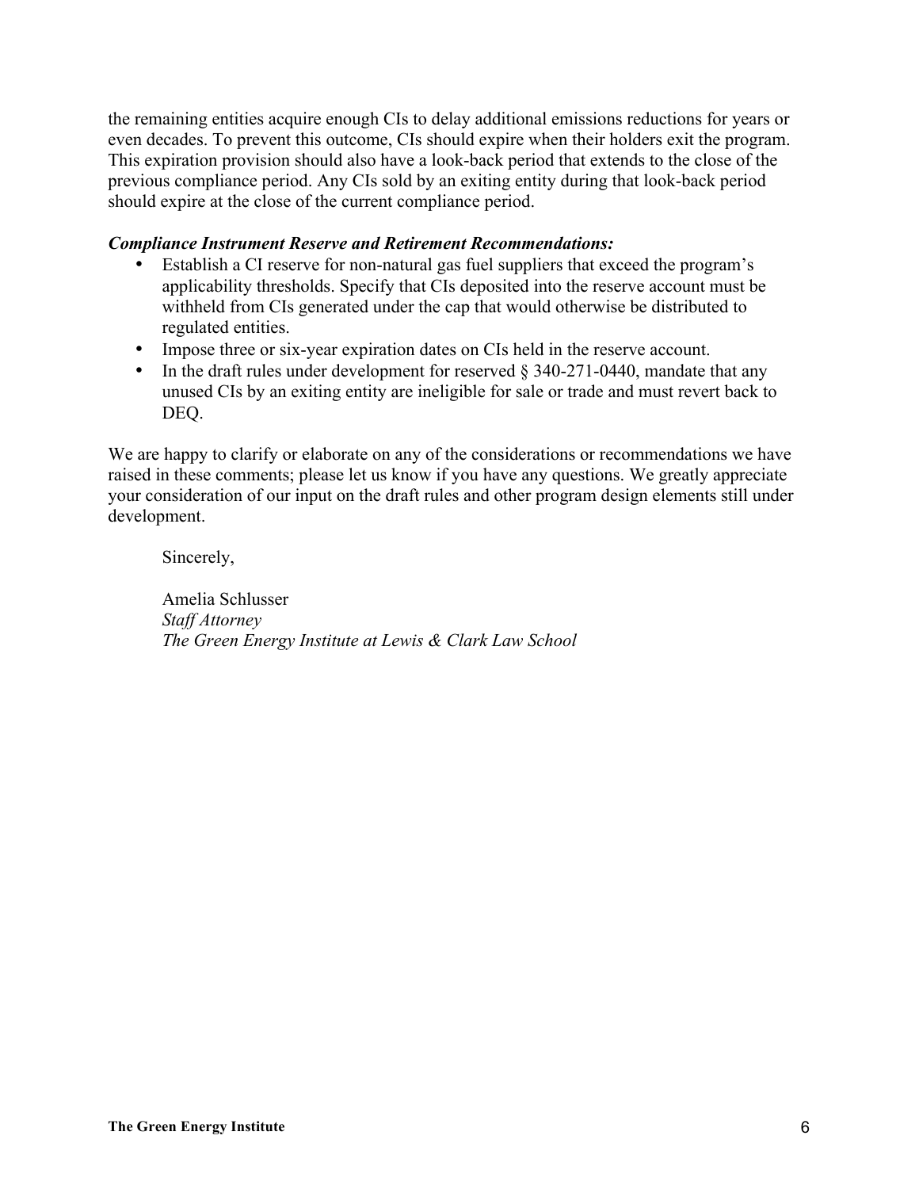the remaining entities acquire enough CIs to delay additional emissions reductions for years or even decades. To prevent this outcome, CIs should expire when their holders exit the program. This expiration provision should also have a look-back period that extends to the close of the previous compliance period. Any CIs sold by an exiting entity during that look-back period should expire at the close of the current compliance period.

***Compliance Instrument Reserve and Retirement Recommendations:***

- Establish a CI reserve for non-natural gas fuel suppliers that exceed the program's applicability thresholds. Specify that CIs deposited into the reserve account must be withheld from CIs generated under the cap that would otherwise be distributed to regulated entities.
- Impose three or six-year expiration dates on CIs held in the reserve account.
- In the draft rules under development for reserved § 340-271-0440, mandate that any unused CIs by an exiting entity are ineligible for sale or trade and must revert back to DEQ.

We are happy to clarify or elaborate on any of the considerations or recommendations we have raised in these comments; please let us know if you have any questions. We greatly appreciate your consideration of our input on the draft rules and other program design elements still under development.

Sincerely,

Amelia Schlusser
*Staff Attorney*
*The Green Energy Institute at Lewis & Clark Law School*